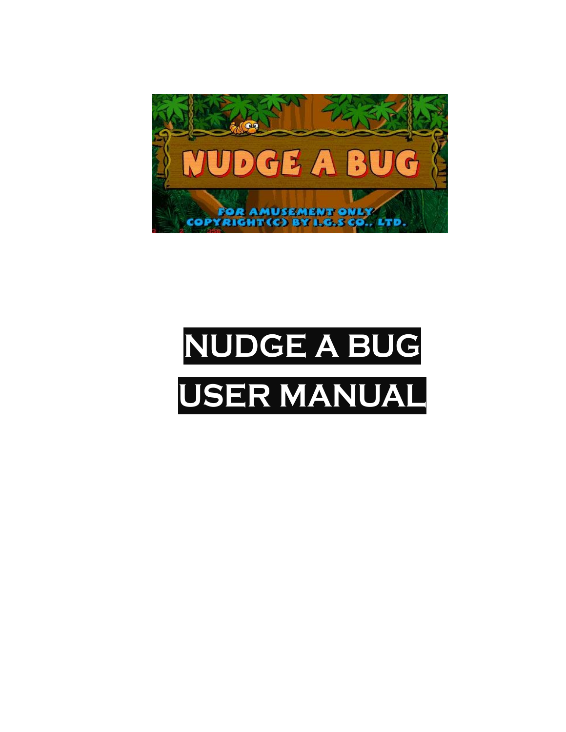# NUDGE A BUG

# USER MANUAL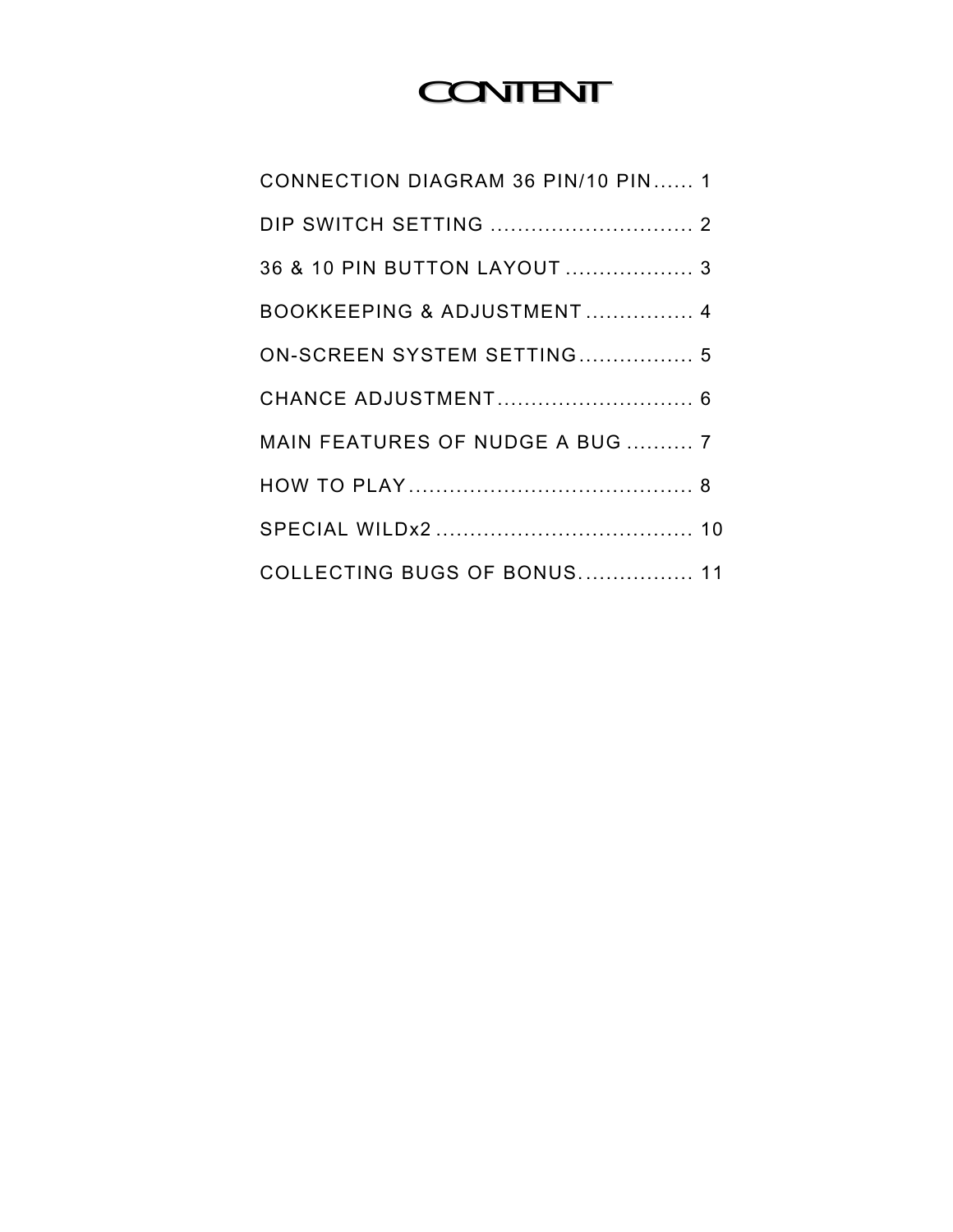# CONTENT

CONNECTION DIAGRAM 36 PIN/10 PIN...... 1

DIP SWITCH SETTING .............................. 2

36 & 10 PIN BUTTON LAYOUT ................... 3

BOOKKEEPING & ADJUSTMENT ................ 4

ON-SCREEN SYSTEM SETTING................. 5

CHANCE ADJUSTMENT............................. 6

MAIN FEATURES OF NUDGE A BUG .......... 7

HOW TO PLAY.......................................... 8

SPECIAL WILDx2 ...................................... 10

COLLECTING BUGS OF BONUS................. 11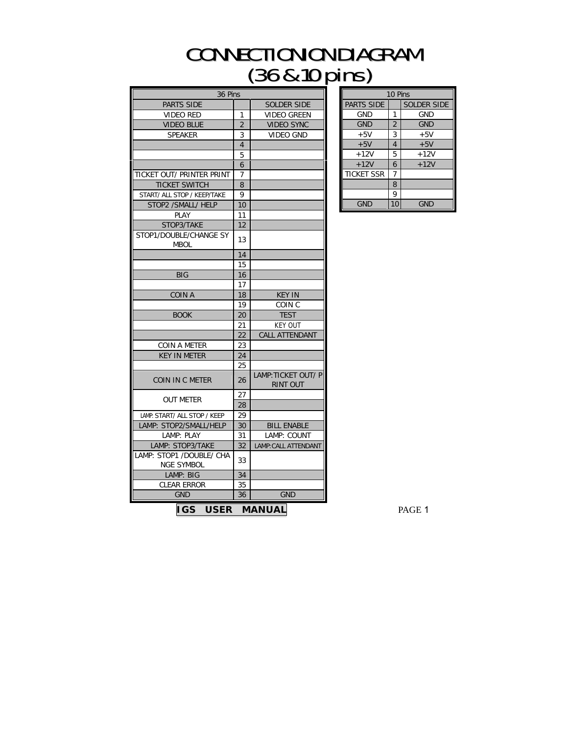# CONNECTIONIONDIAGRAM (36 & 10 pins)

| 36 Pins | | |
|---|---|---|
| PARTS SIDE | | SOLDER SIDE |
| VIDEO RED | 1 | VIDEO GREEN |
| VIDEO BLUE | 2 | VIDEO SYNC |
| SPEAKER | 3 | VIDEO GND |
| | 4 | |
| | 5 | |
| | 6 | |
| TICKET OUT/ PRINTER PRINT | 7 | |
| TICKET SWITCH | 8 | |
| START/ ALL STOP / KEEP/TAKE | 9 | |
| STOP2 /SMALL/ HELP | 10 | |
| PLAY | 11 | |
| STOP3/TAKE | 12 | |
| STOP1/DOUBLE/CHANGE SYMBOL | 13 | |
| | 14 | |
| | 15 | |
| BIG | 16 | |
| | 17 | |
| COIN A | 18 | KEY IN |
| | 19 | COIN C |
| BOOK | 20 | TEST |
| | 21 | KEY OUT |
| | 22 | CALL ATTENDANT |
| COIN A METER | 23 | |
| KEY IN METER | 24 | |
| | 25 | |
| COIN IN C METER | 26 | LAMP:TICKET OUT/ PRINT OUT |
| OUT METER | 27 | |
| | 28 | |
| LAMP: START/ ALL STOP / KEEP | 29 | |
| LAMP: STOP2/SMALL/HELP | 30 | BILL ENABLE |
| LAMP: PLAY | 31 | LAMP: COUNT |
| LAMP: STOP3/TAKE | 32 | LAMP:CALL ATTENDANT |
| LAMP: STOP1 /DOUBLE/ CHANGE SYMBOL | 33 | |
| LAMP: BIG | 34 | |
| CLEAR ERROR | 35 | |
| GND | 36 | GND |

| 10 Pins | | |
|---|---|---|
| PARTS SIDE | | SOLDER SIDE |
| GND | 1 | GND |
| GND | 2 | GND |
| +5V | 3 | +5V |
| +5V | 4 | +5V |
| +12V | 5 | +12V |
| +12V | 6 | +12V |
| TICKET SSR | 7 | |
| | 8 | |
| | 9 | |
| GND | 10 | GND |

**IGS USER MANUAL**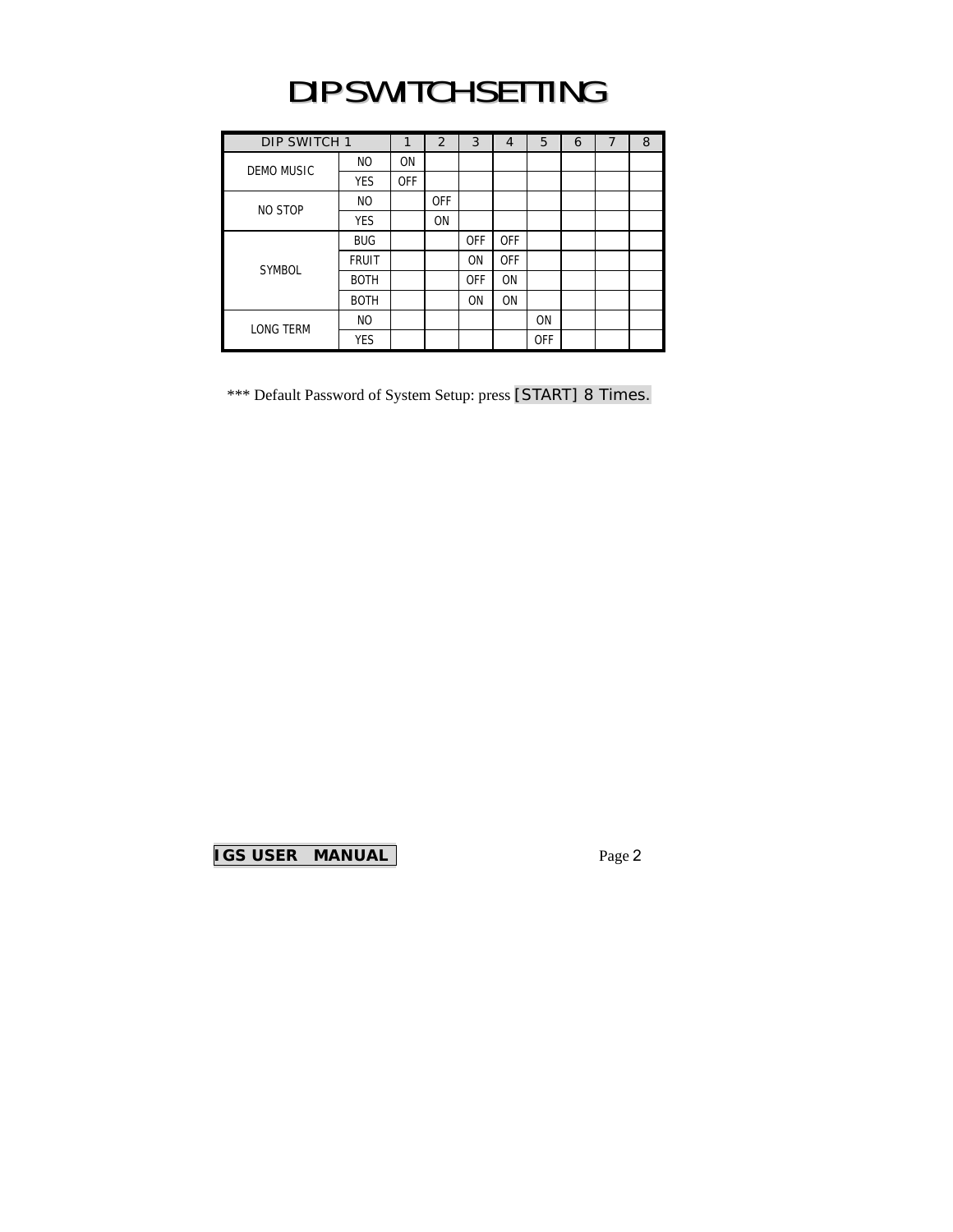# DIP SWITCH SETTING

| DIP SWITCH 1 | | 1 | 2 | 3 | 4 | 5 | 6 | 7 | 8 |
|---|---|---|---|---|---|---|---|---|---|
| DEMO MUSIC | NO | ON | | | | | | | |
| | YES | OFF | | | | | | | |
| NO STOP | NO | | OFF | | | | | | |
| | YES | | ON | | | | | | |
| SYMBOL | BUG | | | OFF | OFF | | | | |
| | FRUIT | | | ON | OFF | | | | |
| | BOTH | | | OFF | ON | | | | |
| | BOTH | | | ON | ON | | | | |
| LONG TERM | NO | | | | | ON | | | |
| | YES | | | | | OFF | | | |

*** Default Password of System Setup: press [START] 8 Times.

**IGS USER MANUAL**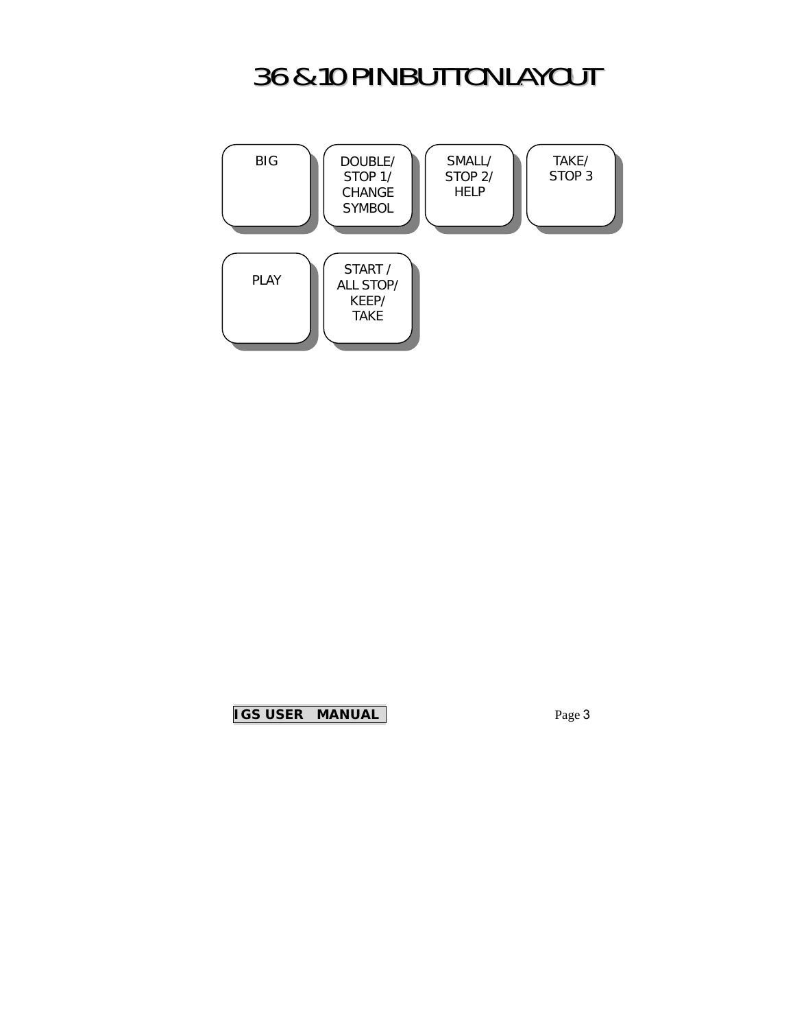# 36 & 10 PIN BUTTON LAYOUT

| BIG | DOUBLE/ STOP 1/ CHANGE SYMBOL | SMALL/ STOP 2/ HELP | TAKE/ STOP 3 |
|---|---|---|---|
| PLAY | START / ALL STOP/ KEEP/ TAKE | | |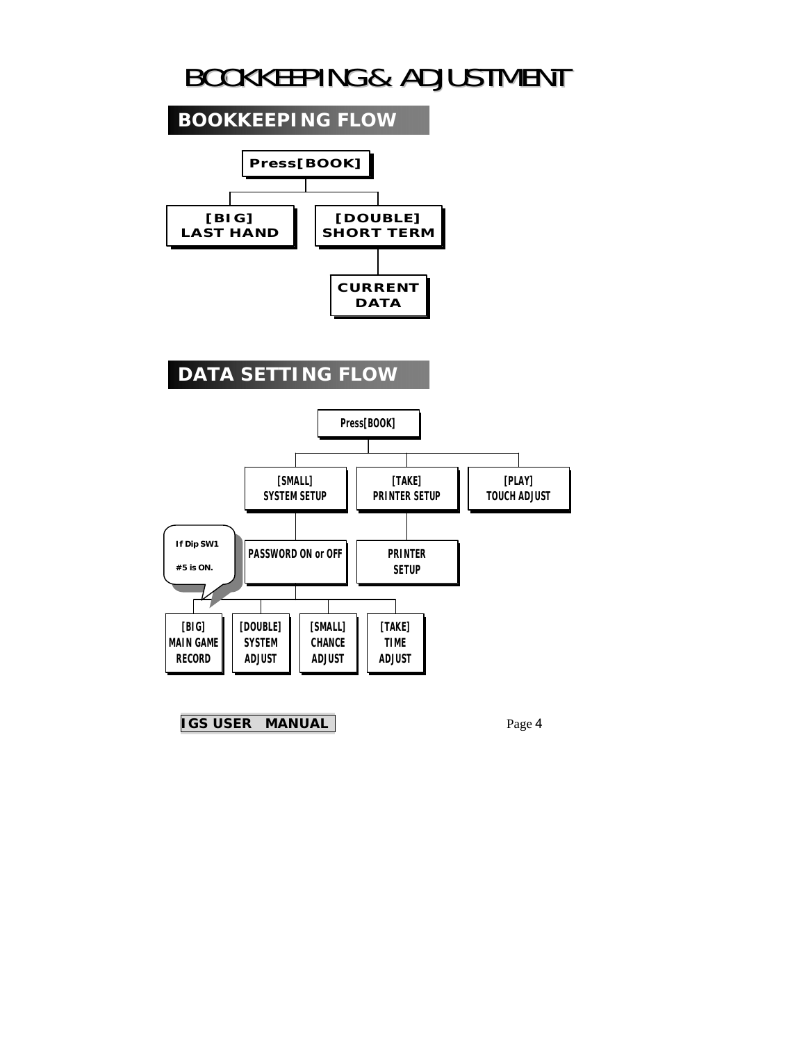# BOOKKEEPING & ADJUSTMENT

## BOOKKEEPING FLOW

**Press[BOOK]**

- **[BIG] LAST HAND**
- **[DOUBLE] SHORT TERM**
  - **CURRENT DATA**

## DATA SETTING FLOW

**Press[BOOK]**

- **[SMALL] SYSTEM SETUP**
  - **PASSWORD ON or OFF** (If Dip SW1 #5 is ON.)
    - **[BIG] MAIN GAME RECORD**
    - **[DOUBLE] SYSTEM ADJUST**
    - **[SMALL] CHANCE ADJUST**
    - **[TAKE] TIME ADJUST**
- **[TAKE] PRINTER SETUP**
  - **PRINTER SETUP**
- **[PLAY] TOUCH ADJUST**

**IGS USER MANUAL**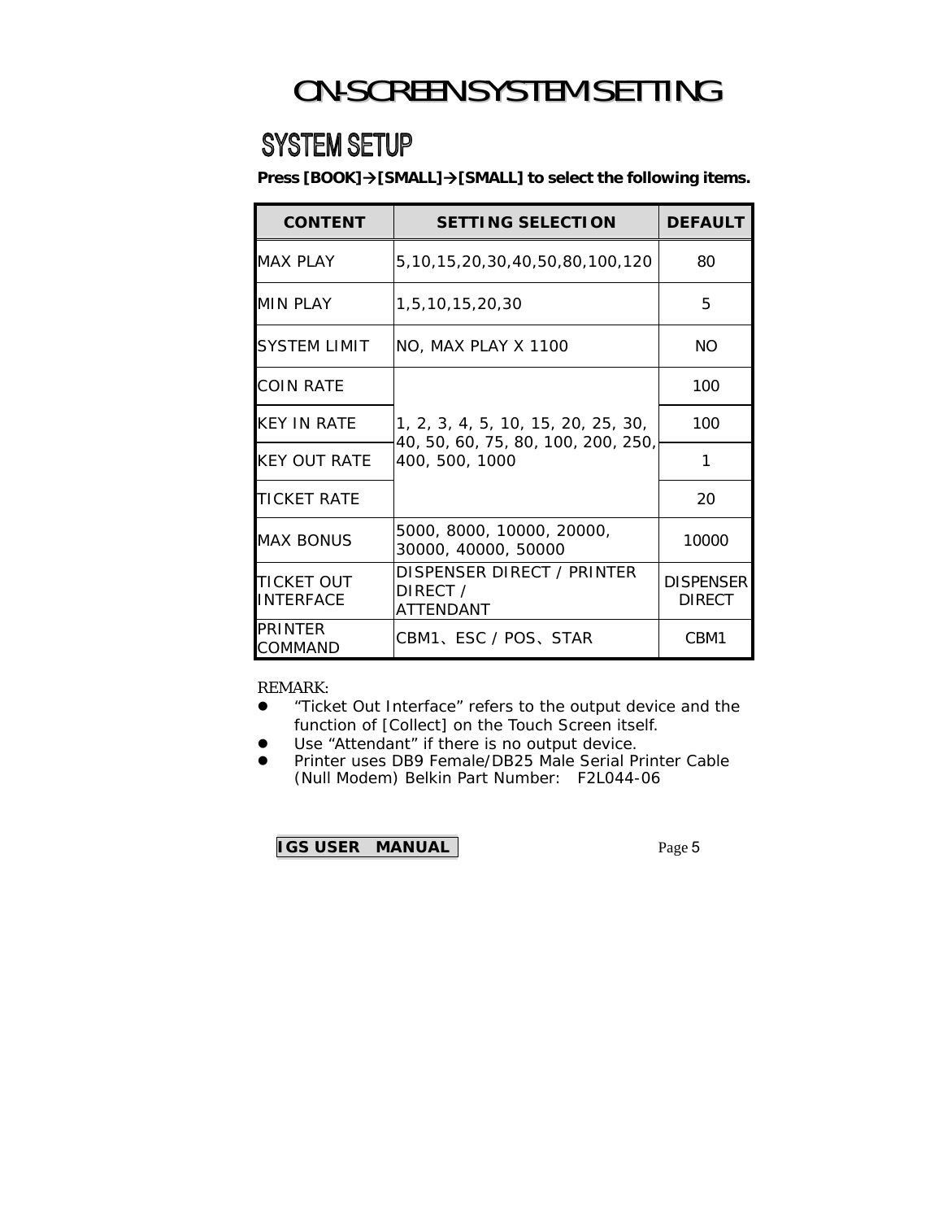# ON-SCREEN SYSTEM SETTING

## SYSTEM SETUP

**Press [BOOK]→[SMALL]→[SMALL] to select the following items.**

| CONTENT | SETTING SELECTION | DEFAULT |
|---|---|---|
| MAX PLAY | 5,10,15,20,30,40,50,80,100,120 | 80 |
| MIN PLAY | 1,5,10,15,20,30 | 5 |
| SYSTEM LIMIT | NO, MAX PLAY X 1100 | NO |
| COIN RATE | 1, 2, 3, 4, 5, 10, 15, 20, 25, 30, 40, 50, 60, 75, 80, 100, 200, 250, 400, 500, 1000 | 100 |
| KEY IN RATE | | 100 |
| KEY OUT RATE | | 1 |
| TICKET RATE | | 20 |
| MAX BONUS | 5000, 8000, 10000, 20000, 30000, 40000, 50000 | 10000 |
| TICKET OUT INTERFACE | DISPENSER DIRECT / PRINTER DIRECT / ATTENDANT | DISPENSER DIRECT |
| PRINTER COMMAND | CBM1、ESC / POS、STAR | CBM1 |

REMARK:

- “Ticket Out Interface” refers to the output device and the function of [Collect] on the Touch Screen itself.
- Use “Attendant” if there is no output device.
- Printer uses DB9 Female/DB25 Male Serial Printer Cable (Null Modem) Belkin Part Number: F2L044-06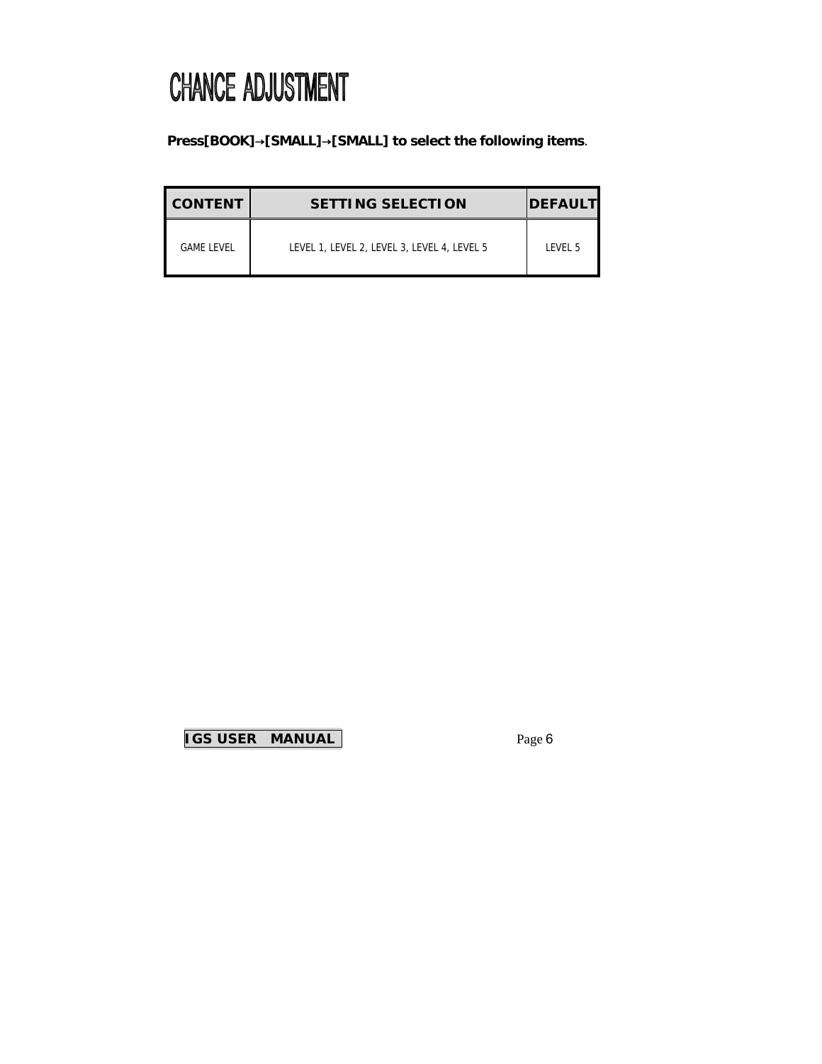# CHANCE ADJUSTMENT

**Press[BOOK]→[SMALL]→[SMALL] to select the following items**.

| CONTENT | SETTING SELECTION | DEFAULT |
|---|---|---|
| GAME LEVEL | LEVEL 1, LEVEL 2, LEVEL 3, LEVEL 4, LEVEL 5 | LEVEL 5 |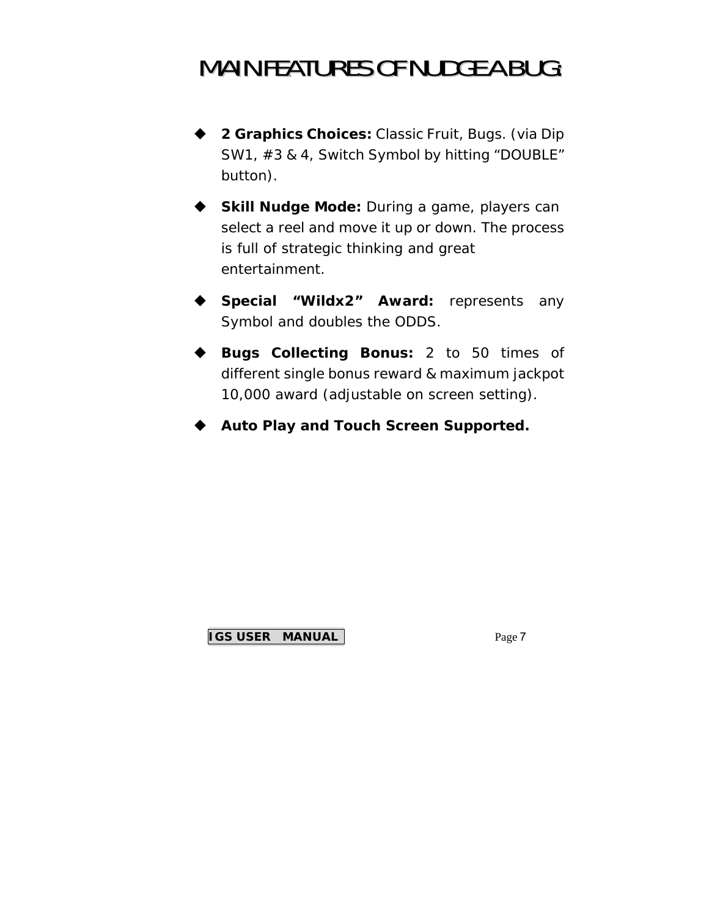# MAIN FEATURES OF NUDGE A BUG:

- **2 Graphics Choices:** Classic Fruit, Bugs. (via Dip SW1, #3 & 4, Switch Symbol by hitting "DOUBLE" button).
- **Skill Nudge Mode:** During a game, players can select a reel and move it up or down. The process is full of strategic thinking and great entertainment.
- **Special "Wildx2" Award:** represents any Symbol and doubles the ODDS.
- **Bugs Collecting Bonus:** 2 to 50 times of different single bonus reward & maximum jackpot 10,000 award (adjustable on screen setting).
- **Auto Play and Touch Screen Supported.**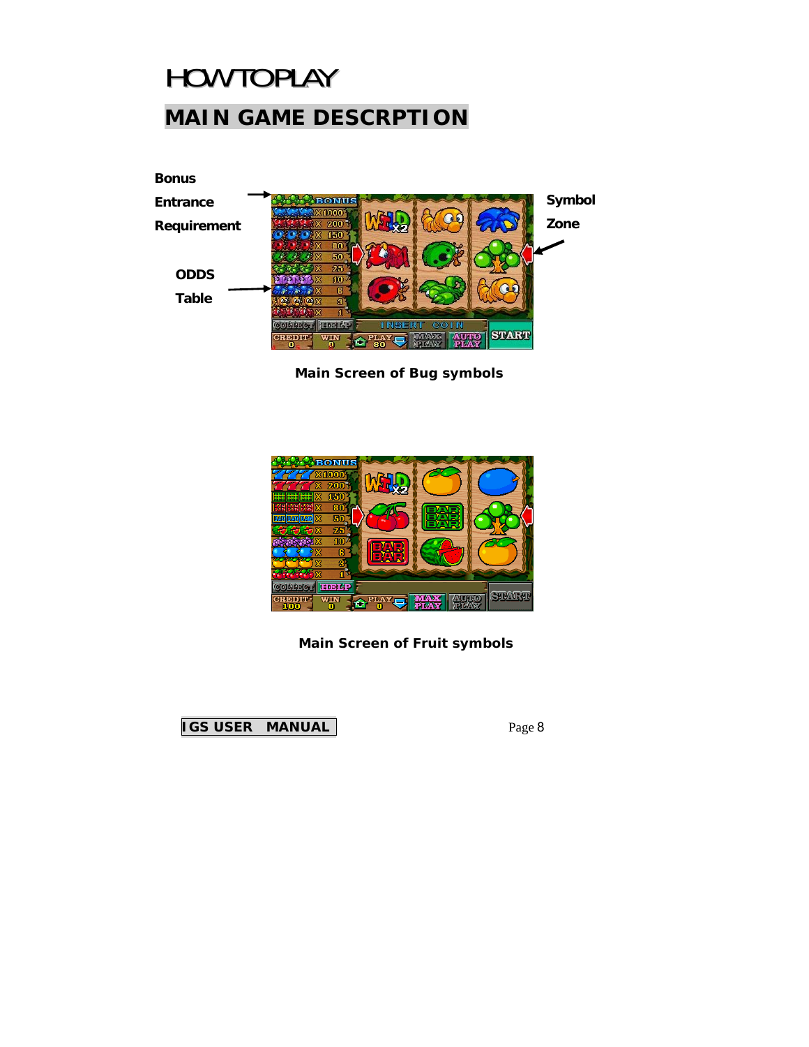# HOW TO PLAY

## MAIN GAME DESCRPTION

**Bonus Entrance Requirement**

**ODDS Table**

**Symbol Zone**

**Main Screen of Bug symbols**

**Main Screen of Fruit symbols**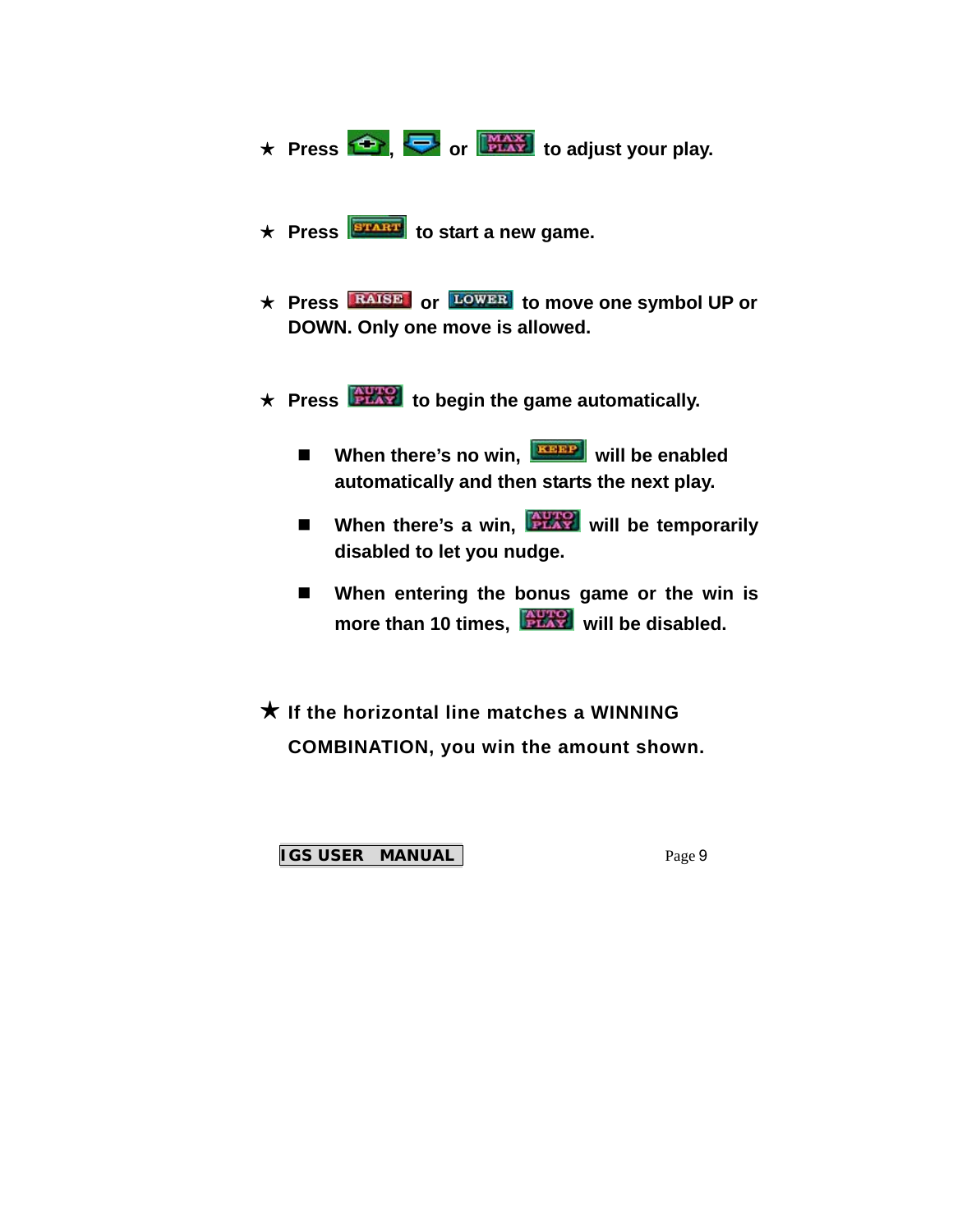★ Press [+], [−] or [MAX PLAY] to adjust your play.

★ Press [START] to start a new game.

★ Press [RAISE] or [LOWER] to move one symbol UP or DOWN. Only one move is allowed.

★ Press [AUTO PLAY] to begin the game automatically.

- When there's no win, [KEEP] will be enabled automatically and then starts the next play.
- When there's a win, [AUTO PLAY] will be temporarily disabled to let you nudge.
- When entering the bonus game or the win is more than 10 times, [AUTO PLAY] will be disabled.

★ If the horizontal line matches a WINNING COMBINATION, you win the amount shown.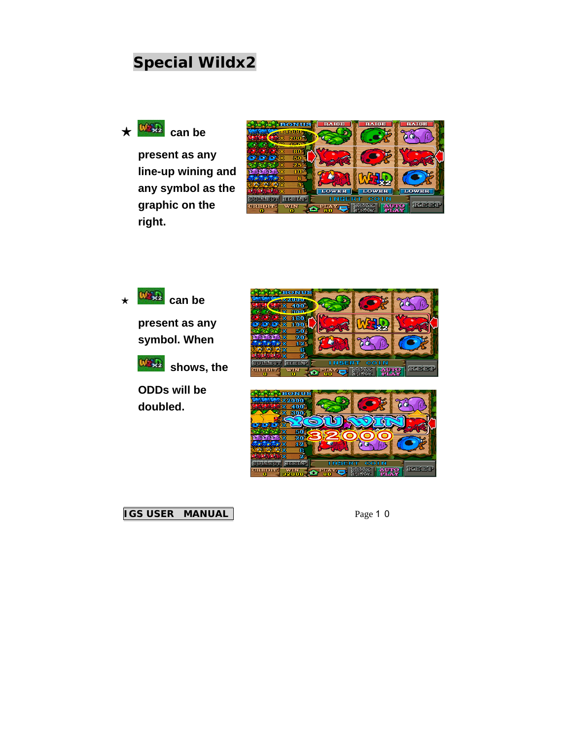# Special Wildx2

★ can be present as any line-up wining and any symbol as the graphic on the right.

★ can be present as any symbol. When shows, the ODDs will be doubled.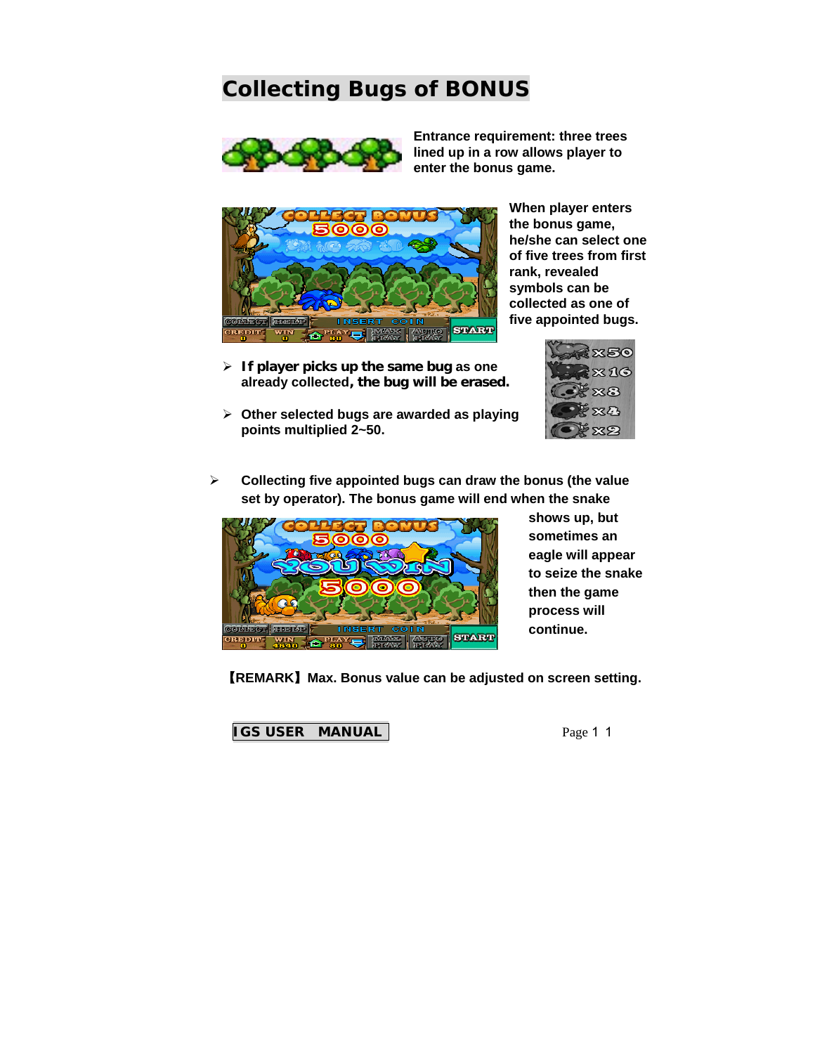# Collecting Bugs of BONUS

**Entrance requirement: three trees lined up in a row allows player to enter the bonus game.**

**When player enters the bonus game, he/she can select one of five trees from first rank, revealed symbols can be collected as one of five appointed bugs.**

- **If player picks up the same bug as one already collected, the bug will be erased.**
- **Other selected bugs are awarded as playing points multiplied 2~50.**

x50
x16
x8
x4
x2

- **Collecting five appointed bugs can draw the bonus (the value set by operator). The bonus game will end when the snake shows up, but sometimes an eagle will appear to seize the snake then the game process will continue.**

**【REMARK】Max. Bonus value can be adjusted on screen setting.**